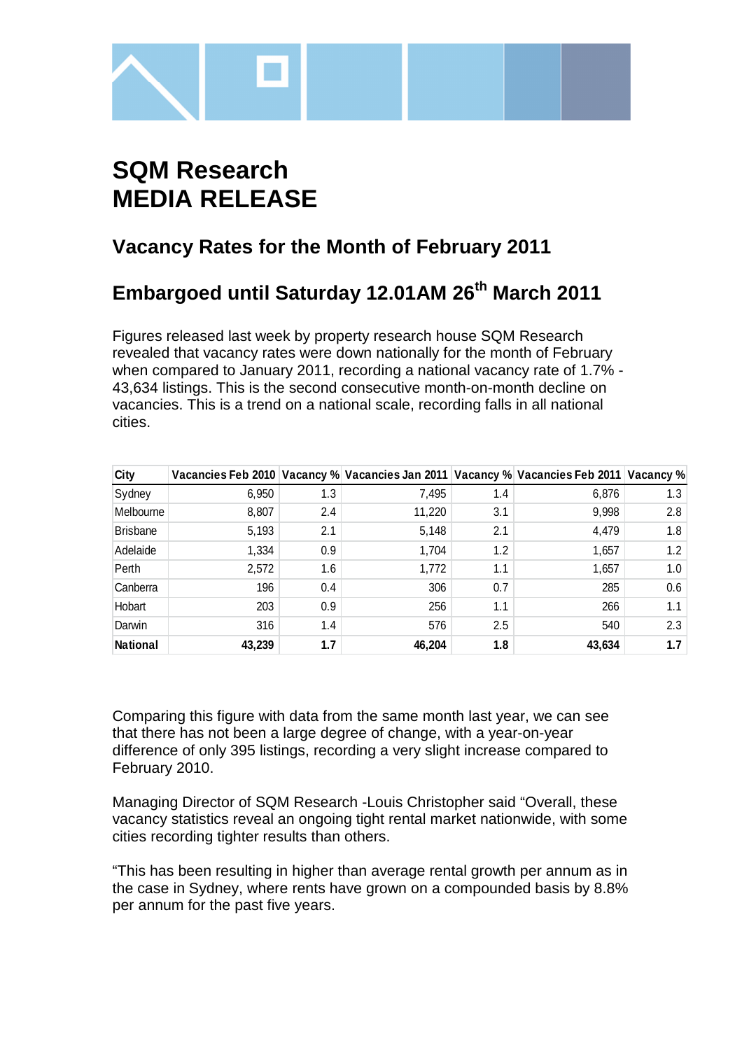# SQM Research
# MEDIA RELEASE

## Vacancy Rates for the Month of February 2011

## Embargoed until Saturday 12.01AM 26th March 2011

Figures released last week by property research house SQM Research revealed that vacancy rates were down nationally for the month of February when compared to January 2011, recording a national vacancy rate of 1.7% - 43,634 listings. This is the second consecutive month-on-month decline on vacancies. This is a trend on a national scale, recording falls in all national cities.

| City | Vacancies Feb 2010 | Vacancy % | Vacancies Jan 2011 | Vacancy % | Vacancies Feb 2011 | Vacancy % |
|---|---|---|---|---|---|---|
| Sydney | 6,950 | 1.3 | 7,495 | 1.4 | 6,876 | 1.3 |
| Melbourne | 8,807 | 2.4 | 11,220 | 3.1 | 9,998 | 2.8 |
| Brisbane | 5,193 | 2.1 | 5,148 | 2.1 | 4,479 | 1.8 |
| Adelaide | 1,334 | 0.9 | 1,704 | 1.2 | 1,657 | 1.2 |
| Perth | 2,572 | 1.6 | 1,772 | 1.1 | 1,657 | 1.0 |
| Canberra | 196 | 0.4 | 306 | 0.7 | 285 | 0.6 |
| Hobart | 203 | 0.9 | 256 | 1.1 | 266 | 1.1 |
| Darwin | 316 | 1.4 | 576 | 2.5 | 540 | 2.3 |
| **National** | **43,239** | **1.7** | **46,204** | **1.8** | **43,634** | **1.7** |

Comparing this figure with data from the same month last year, we can see that there has not been a large degree of change, with a year-on-year difference of only 395 listings, recording a very slight increase compared to February 2010.

Managing Director of SQM Research -Louis Christopher said "Overall, these vacancy statistics reveal an ongoing tight rental market nationwide, with some cities recording tighter results than others.

"This has been resulting in higher than average rental growth per annum as in the case in Sydney, where rents have grown on a compounded basis by 8.8% per annum for the past five years.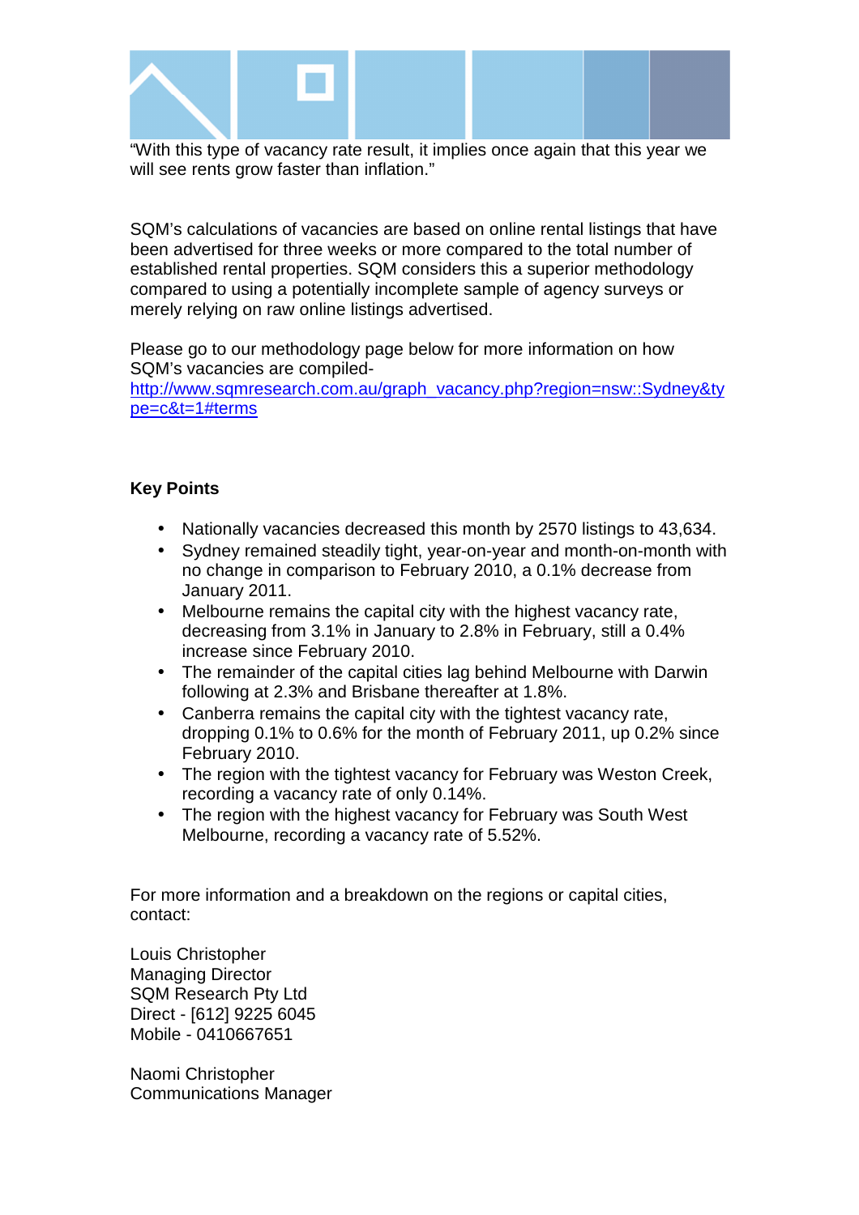"With this type of vacancy rate result, it implies once again that this year we will see rents grow faster than inflation."

SQM's calculations of vacancies are based on online rental listings that have been advertised for three weeks or more compared to the total number of established rental properties. SQM considers this a superior methodology compared to using a potentially incomplete sample of agency surveys or merely relying on raw online listings advertised.

Please go to our methodology page below for more information on how SQM's vacancies are compiled-
[http://www.sqmresearch.com.au/graph_vacancy.php?region=nsw::Sydney&type=c&t=1#terms](http://www.sqmresearch.com.au/graph_vacancy.php?region=nsw::Sydney&type=c&t=1#terms)

**Key Points**

- Nationally vacancies decreased this month by 2570 listings to 43,634.
- Sydney remained steadily tight, year-on-year and month-on-month with no change in comparison to February 2010, a 0.1% decrease from January 2011.
- Melbourne remains the capital city with the highest vacancy rate, decreasing from 3.1% in January to 2.8% in February, still a 0.4% increase since February 2010.
- The remainder of the capital cities lag behind Melbourne with Darwin following at 2.3% and Brisbane thereafter at 1.8%.
- Canberra remains the capital city with the tightest vacancy rate, dropping 0.1% to 0.6% for the month of February 2011, up 0.2% since February 2010.
- The region with the tightest vacancy for February was Weston Creek, recording a vacancy rate of only 0.14%.
- The region with the highest vacancy for February was South West Melbourne, recording a vacancy rate of 5.52%.

For more information and a breakdown on the regions or capital cities, contact:

Louis Christopher
Managing Director
SQM Research Pty Ltd
Direct - [612] 9225 6045
Mobile - 0410667651

Naomi Christopher
Communications Manager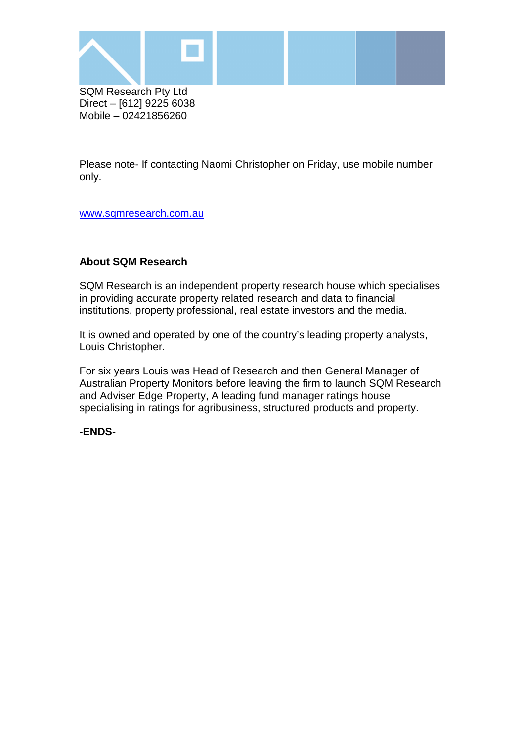SQM Research Pty Ltd
Direct – [612] 9225 6038
Mobile – 02421856260

Please note- If contacting Naomi Christopher on Friday, use mobile number only.

www.sqmresearch.com.au

**About SQM Research**

SQM Research is an independent property research house which specialises in providing accurate property related research and data to financial institutions, property professional, real estate investors and the media.

It is owned and operated by one of the country's leading property analysts, Louis Christopher.

For six years Louis was Head of Research and then General Manager of Australian Property Monitors before leaving the firm to launch SQM Research and Adviser Edge Property, A leading fund manager ratings house specialising in ratings for agribusiness, structured products and property.

**-ENDS-**